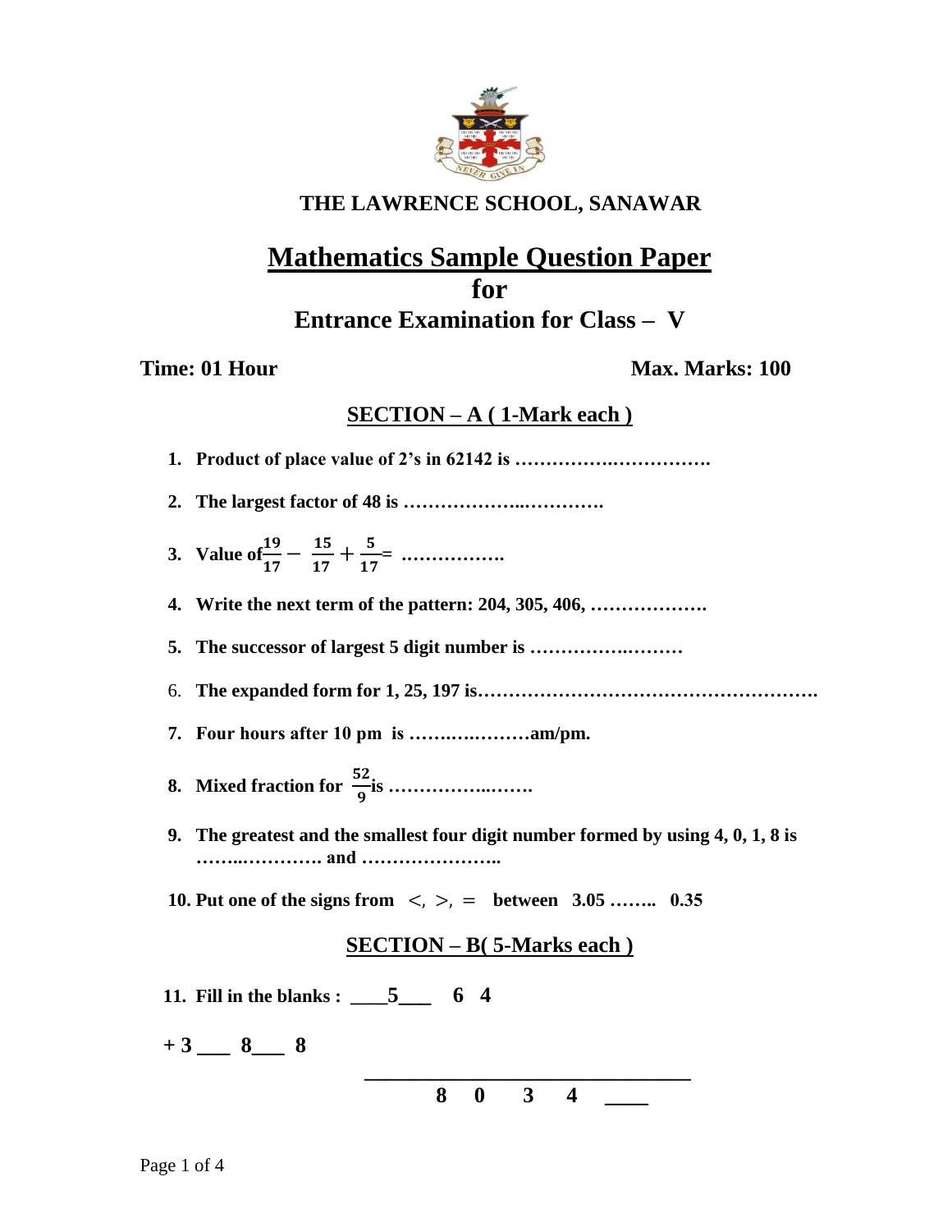# THE LAWRENCE SCHOOL, SANAWAR

## Mathematics Sample Question Paper
## for
## Entrance Examination for Class – V

**Time: 01 Hour** **Max. Marks: 100**

### SECTION – A ( 1-Mark each )

1. **Product of place value of 2's in 62142 is …………….…………….**
2. **The largest factor of 48 is ………………..………….**
3. **Value of** $\frac{19}{17} - \frac{15}{17} + \frac{5}{17} =$ **…………….**
4. **Write the next term of the pattern: 204, 305, 406, ……………….**
5. **The successor of largest 5 digit number is ………….………**
6. **The expanded form for 1, 25, 197 is……………………………………………….**
7. **Four hours after 10 pm is …….….………am/pm.**
8. **Mixed fraction for** $\frac{52}{9}$ **is ……………..…….**
9. **The greatest and the smallest four digit number formed by using 4, 0, 1, 8 is ……..…………. and …………………..**
10. **Put one of the signs from <, >, = between 3.05 …….. 0.35**

### SECTION – B( 5-Marks each )

11. **Fill in the blanks :**

```
    ___5___   6   4
+ 3 ___   8___   8
_____________________
  8   0   3   4  ____
```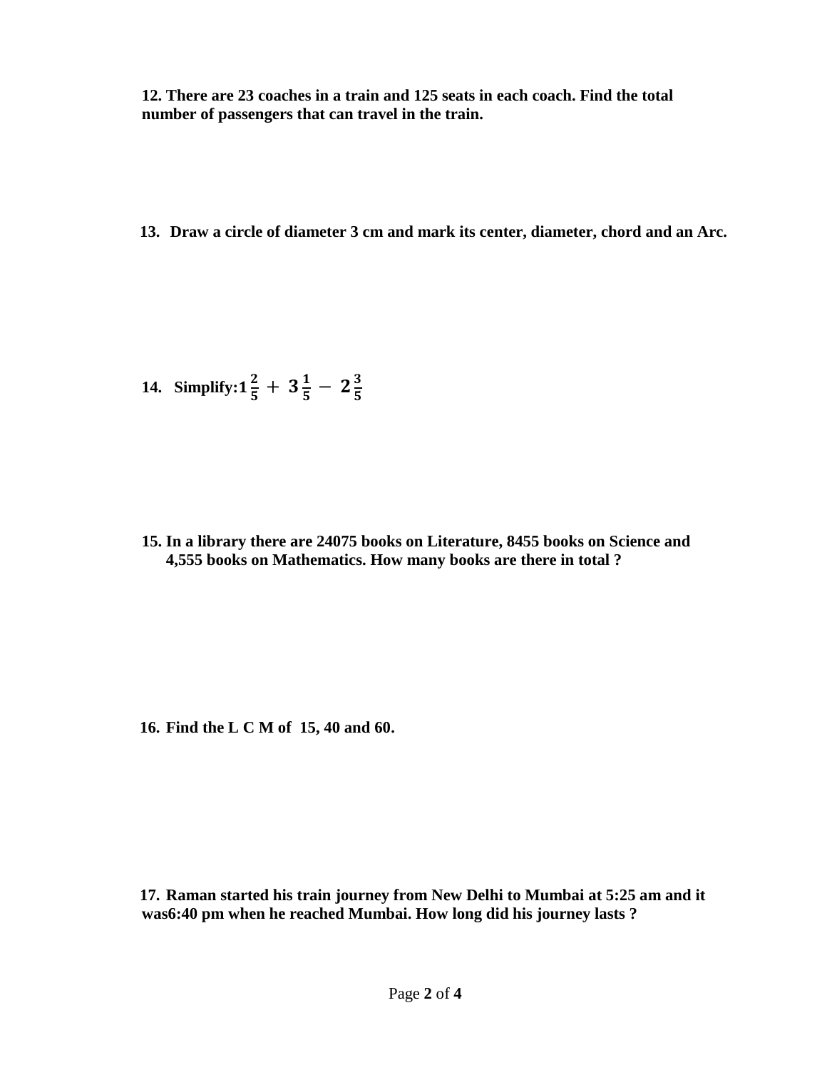**12. There are 23 coaches in a train and 125 seats in each coach. Find the total number of passengers that can travel in the train.**

**13. Draw a circle of diameter 3 cm and mark its center, diameter, chord and an Arc.**

**14. Simplify:** $1\frac{2}{5} + 3\frac{1}{5} - 2\frac{3}{5}$

**15. In a library there are 24075 books on Literature, 8455 books on Science and 4,555 books on Mathematics. How many books are there in total ?**

**16. Find the L C M of 15, 40 and 60.**

**17. Raman started his train journey from New Delhi to Mumbai at 5:25 am and it was6:40 pm when he reached Mumbai. How long did his journey lasts ?**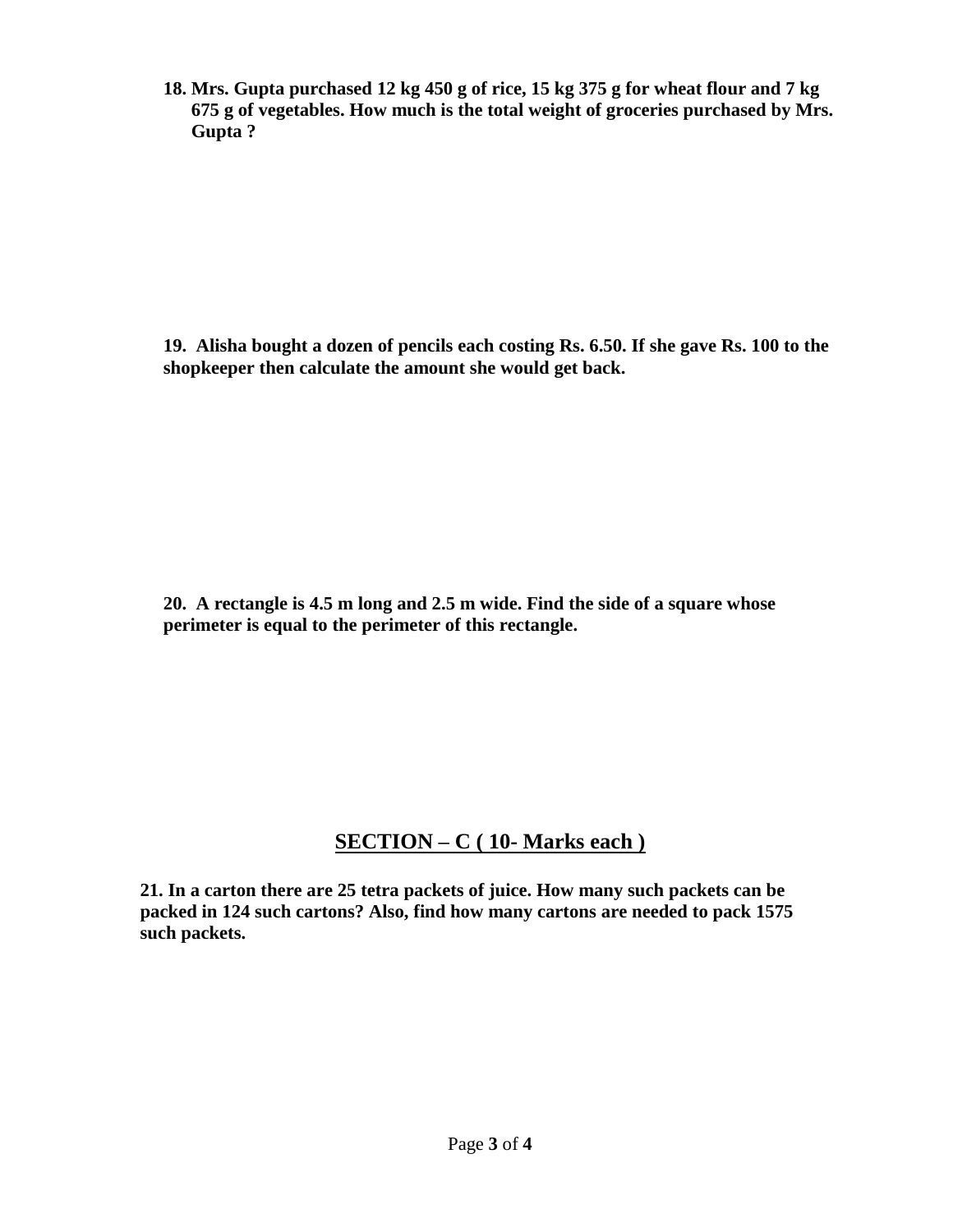**18. Mrs. Gupta purchased 12 kg 450 g of rice, 15 kg 375 g for wheat flour and 7 kg 675 g of vegetables. How much is the total weight of groceries purchased by Mrs. Gupta ?**

**19. Alisha bought a dozen of pencils each costing Rs. 6.50. If she gave Rs. 100 to the shopkeeper then calculate the amount she would get back.**

**20. A rectangle is 4.5 m long and 2.5 m wide. Find the side of a square whose perimeter is equal to the perimeter of this rectangle.**

## SECTION – C ( 10- Marks each )

**21. In a carton there are 25 tetra packets of juice. How many such packets can be packed in 124 such cartons? Also, find how many cartons are needed to pack 1575 such packets.**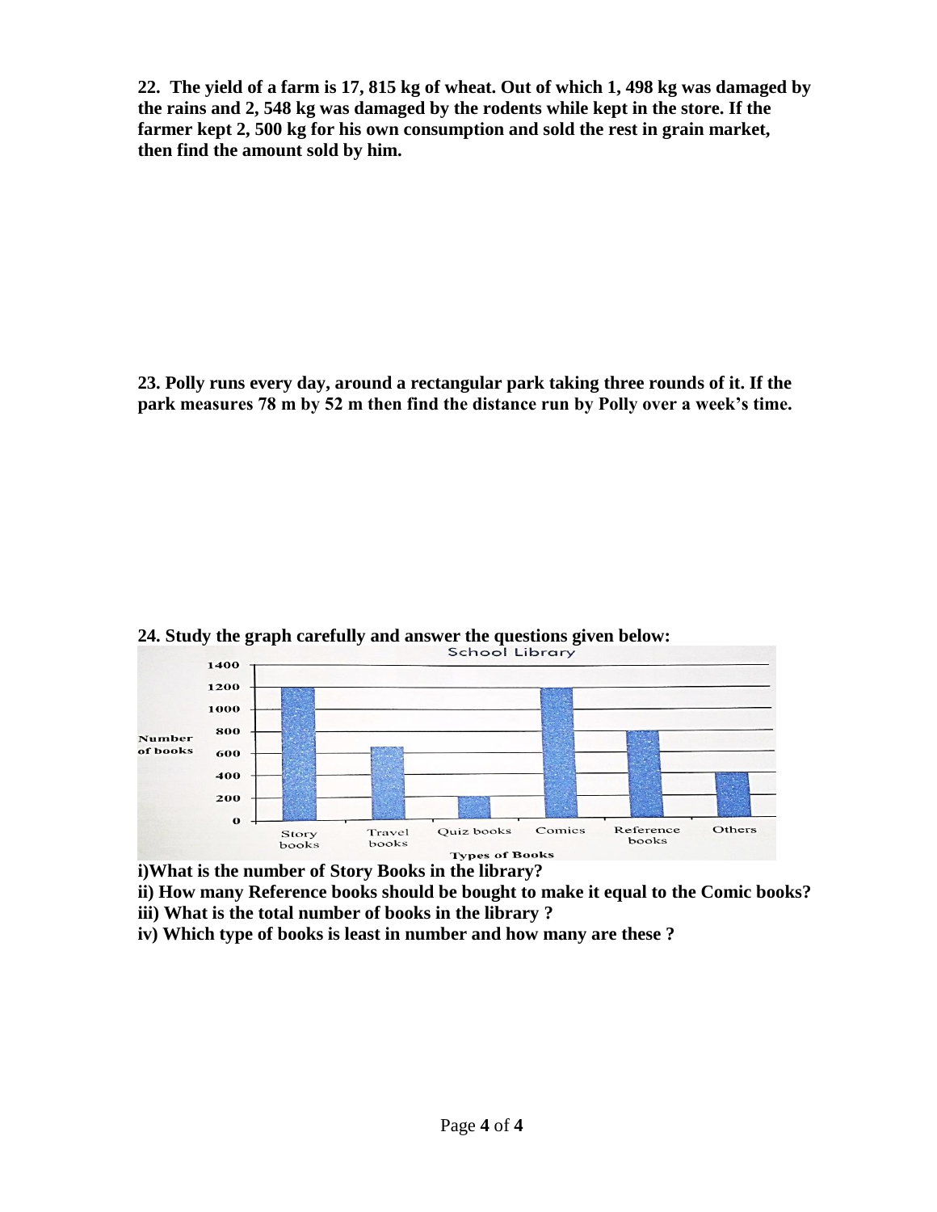**22. The yield of a farm is 17, 815 kg of wheat. Out of which 1, 498 kg was damaged by the rains and 2, 548 kg was damaged by the rodents while kept in the store. If the farmer kept 2, 500 kg for his own consumption and sold the rest in grain market, then find the amount sold by him.**

**23. Polly runs every day, around a rectangular park taking three rounds of it. If the park measures 78 m by 52 m then find the distance run by Polly over a week's time.**

**24. Study the graph carefully and answer the questions given below:**

School Library

Number of books

1400

1200

1000

800

600

400

200

0

Story books

Travel books

Quiz books

Comics

Reference books

Others

Types of Books

**i)What is the number of Story Books in the library?**

**ii) How many Reference books should be bought to make it equal to the Comic books?**

**iii) What is the total number of books in the library ?**

**iv) Which type of books is least in number and how many are these ?**